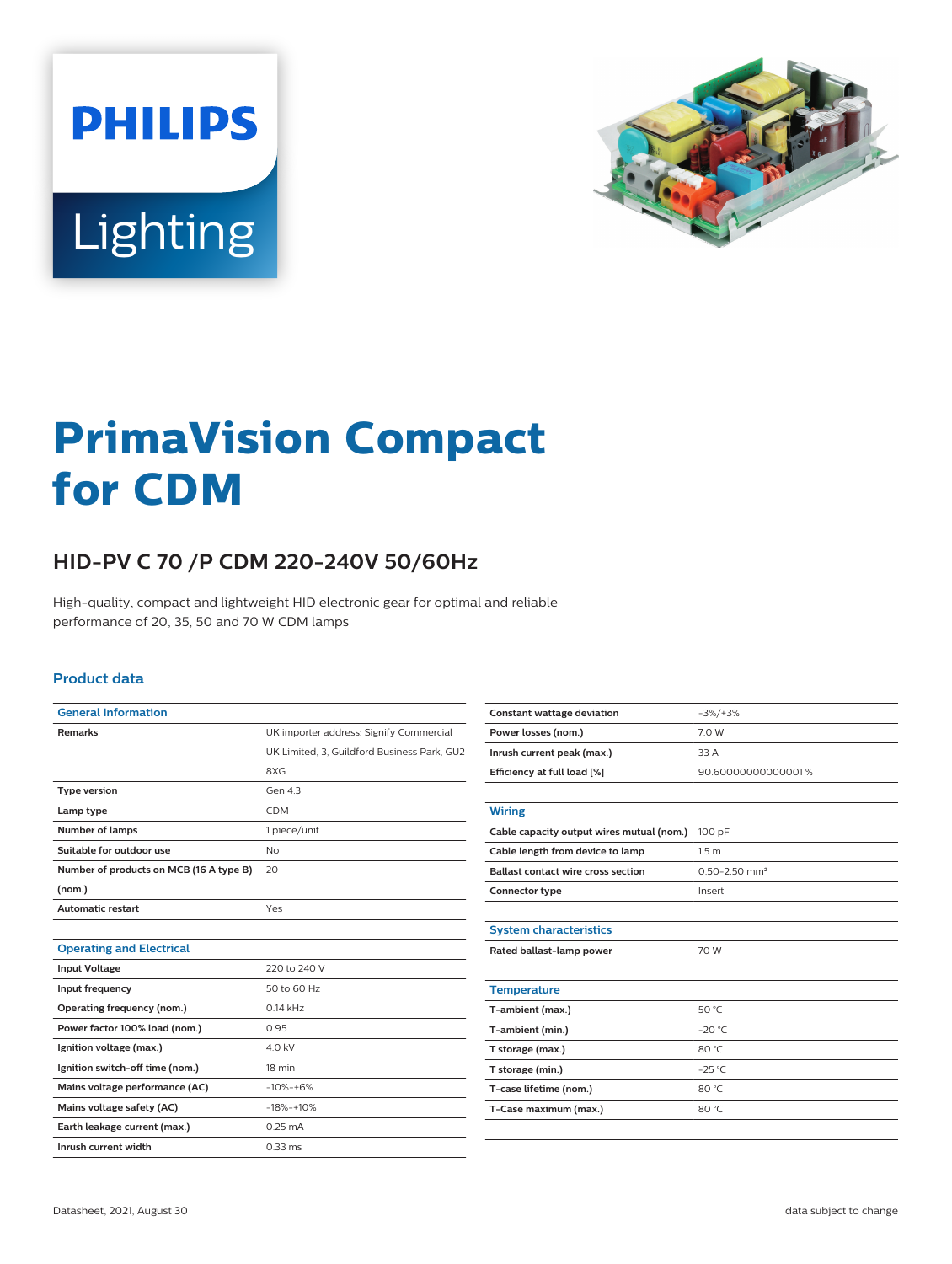PHILIPS

Lighting

# PrimaVision Compact for CDM

## HID-PV C 70 /P CDM 220-240V 50/60Hz

High-quality, compact and lightweight HID electronic gear for optimal and reliable performance of 20, 35, 50 and 70 W CDM lamps

### Product data

| General Information | |
|---|---|
| Remarks | UK importer address: Signify Commercial UK Limited, 3, Guildford Business Park, GU2 8XG |
| Type version | Gen 4.3 |
| Lamp type | CDM |
| Number of lamps | 1 piece/unit |
| Suitable for outdoor use | No |
| Number of products on MCB (16 A type B) (nom.) | 20 |
| Automatic restart | Yes |

| Operating and Electrical | |
|---|---|
| Input Voltage | 220 to 240 V |
| Input frequency | 50 to 60 Hz |
| Operating frequency (nom.) | 0.14 kHz |
| Power factor 100% load (nom.) | 0.95 |
| Ignition voltage (max.) | 4.0 kV |
| Ignition switch-off time (nom.) | 18 min |
| Mains voltage performance (AC) | -10%-+6% |
| Mains voltage safety (AC) | -18%-+10% |
| Earth leakage current (max.) | 0.25 mA |
| Inrush current width | 0.33 ms |
| Constant wattage deviation | -3%/+3% |
| Power losses (nom.) | 7.0 W |
| Inrush current peak (max.) | 33 A |
| Efficiency at full load [%] | 90.60000000000001 % |

| Wiring | |
|---|---|
| Cable capacity output wires mutual (nom.) | 100 pF |
| Cable length from device to lamp | 1.5 m |
| Ballast contact wire cross section | 0.50-2.50 mm² |
| Connector type | Insert |

| System characteristics | |
|---|---|
| Rated ballast-lamp power | 70 W |

| Temperature | |
|---|---|
| T-ambient (max.) | 50 °C |
| T-ambient (min.) | -20 °C |
| T storage (max.) | 80 °C |
| T storage (min.) | -25 °C |
| T-case lifetime (nom.) | 80 °C |
| T-Case maximum (max.) | 80 °C |

Datasheet, 2021, August 30 data subject to change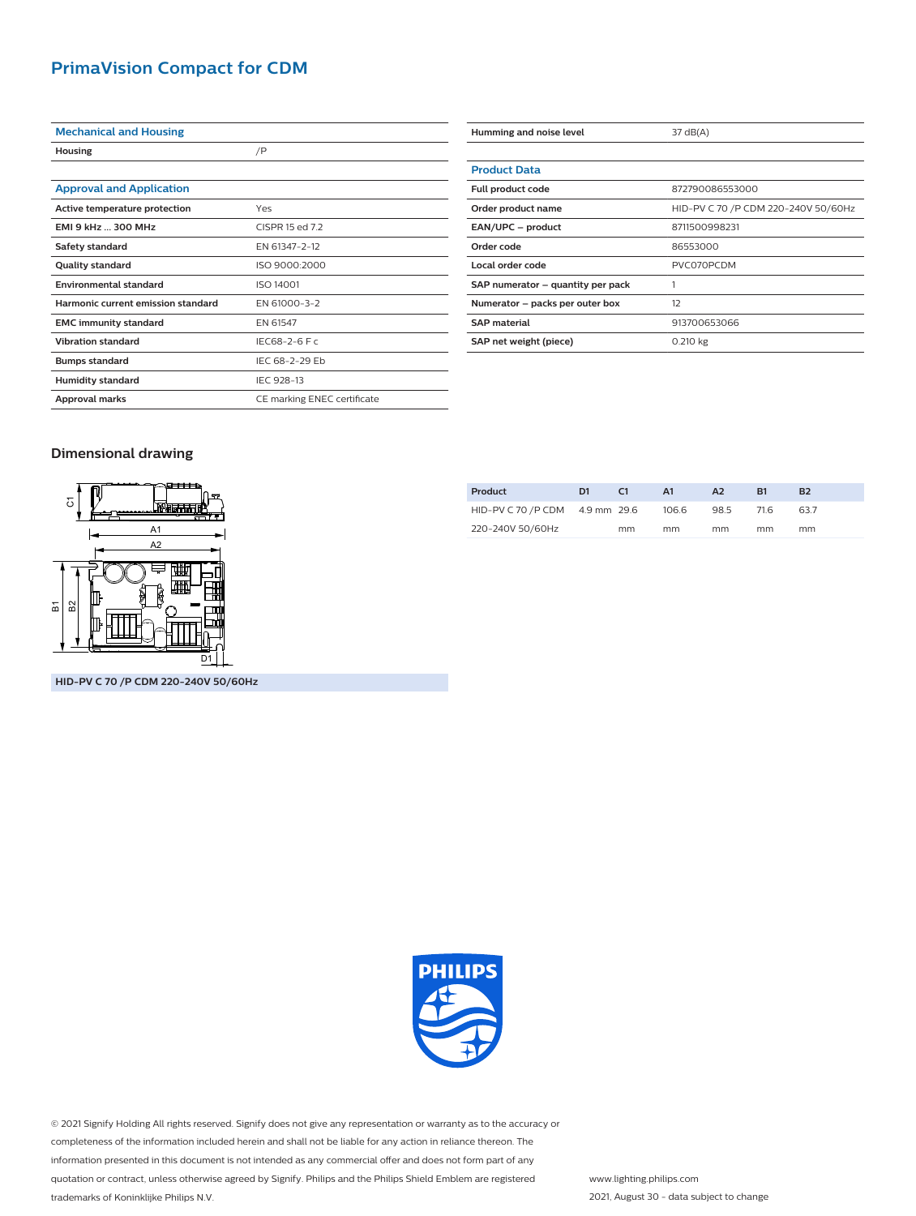# PrimaVision Compact for CDM

| Mechanical and Housing | |
| --- | --- |
| Housing | /P |

| Approval and Application | |
| --- | --- |
| Active temperature protection | Yes |
| EMI 9 kHz ... 300 MHz | CISPR 15 ed 7.2 |
| Safety standard | EN 61347-2-12 |
| Quality standard | ISO 9000:2000 |
| Environmental standard | ISO 14001 |
| Harmonic current emission standard | EN 61000-3-2 |
| EMC immunity standard | EN 61547 |
| Vibration standard | IEC68-2-6 F c |
| Bumps standard | IEC 68-2-29 Eb |
| Humidity standard | IEC 928-13 |
| Approval marks | CE marking ENEC certificate |

| | |
| --- | --- |
| Humming and noise level | 37 dB(A) |

| Product Data | |
| --- | --- |
| Full product code | 872790086553000 |
| Order product name | HID-PV C 70 /P CDM 220-240V 50/60Hz |
| EAN/UPC – product | 8711500998231 |
| Order code | 86553000 |
| Local order code | PVC070PCDM |
| SAP numerator – quantity per pack | 1 |
| Numerator – packs per outer box | 12 |
| SAP material | 913700653066 |
| SAP net weight (piece) | 0.210 kg |

## Dimensional drawing

C1

A1

A2

B1

B2

D1

HID-PV C 70 /P CDM 220-240V 50/60Hz

| Product | D1 | C1 | A1 | A2 | B1 | B2 |
| --- | --- | --- | --- | --- | --- | --- |
| HID-PV C 70 /P CDM 220-240V 50/60Hz | 4.9 mm | 29.6 mm | 106.6 mm | 98.5 mm | 71.6 mm | 63.7 mm |

© 2021 Signify Holding All rights reserved. Signify does not give any representation or warranty as to the accuracy or completeness of the information included herein and shall not be liable for any action in reliance thereon. The information presented in this document is not intended as any commercial offer and does not form part of any quotation or contract, unless otherwise agreed by Signify. Philips and the Philips Shield Emblem are registered trademarks of Koninklijke Philips N.V.

www.lighting.philips.com

2021, August 30 - data subject to change